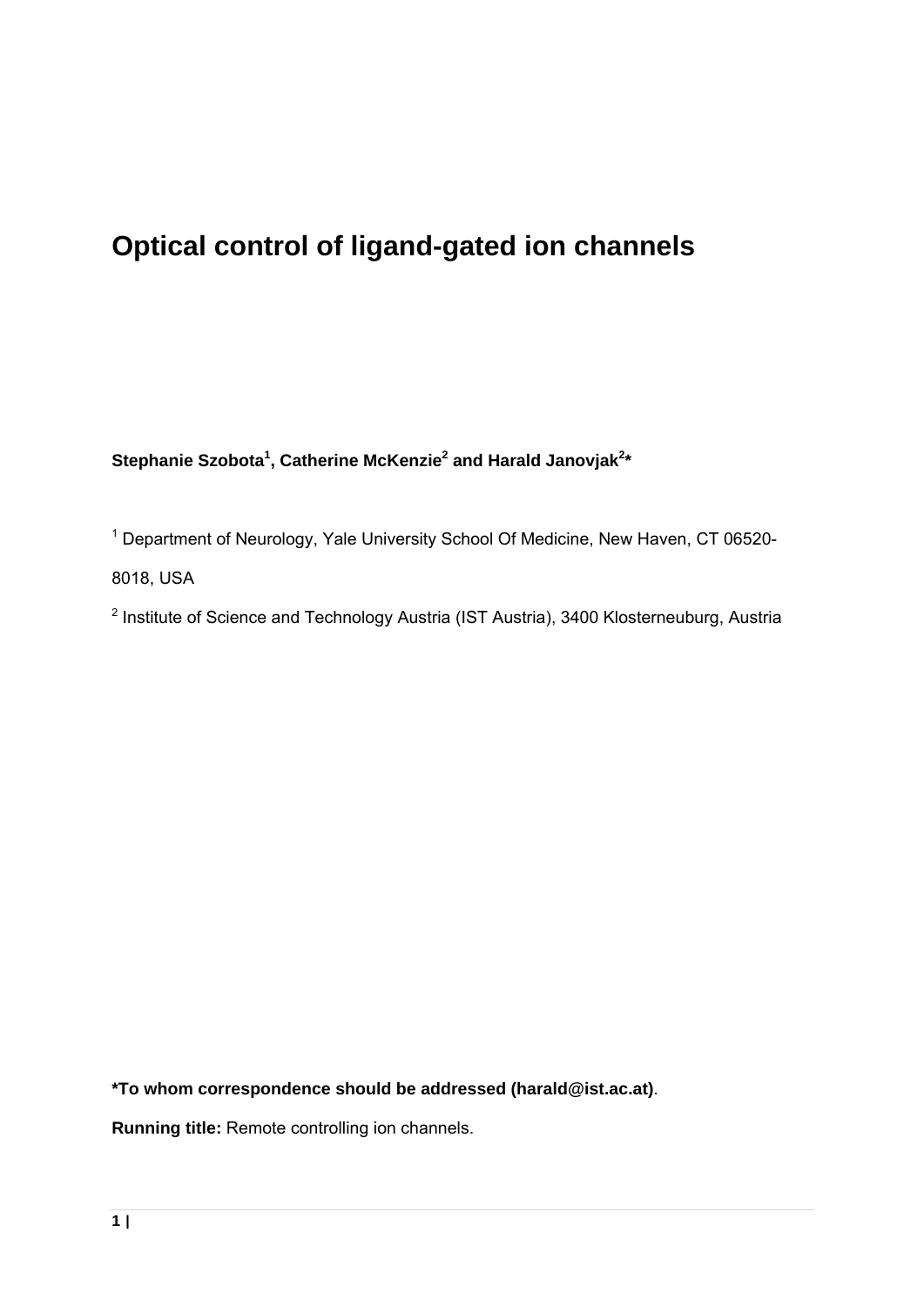# Optical control of ligand-gated ion channels

**Stephanie Szobota[1], Catherine McKenzie[2] and Harald Janovjak[2]***

[1] Department of Neurology, Yale University School Of Medicine, New Haven, CT 06520-8018, USA

[2] Institute of Science and Technology Austria (IST Austria), 3400 Klosterneuburg, Austria

**\*To whom correspondence should be addressed (harald@ist.ac.at)**.

**Running title:** Remote controlling ion channels.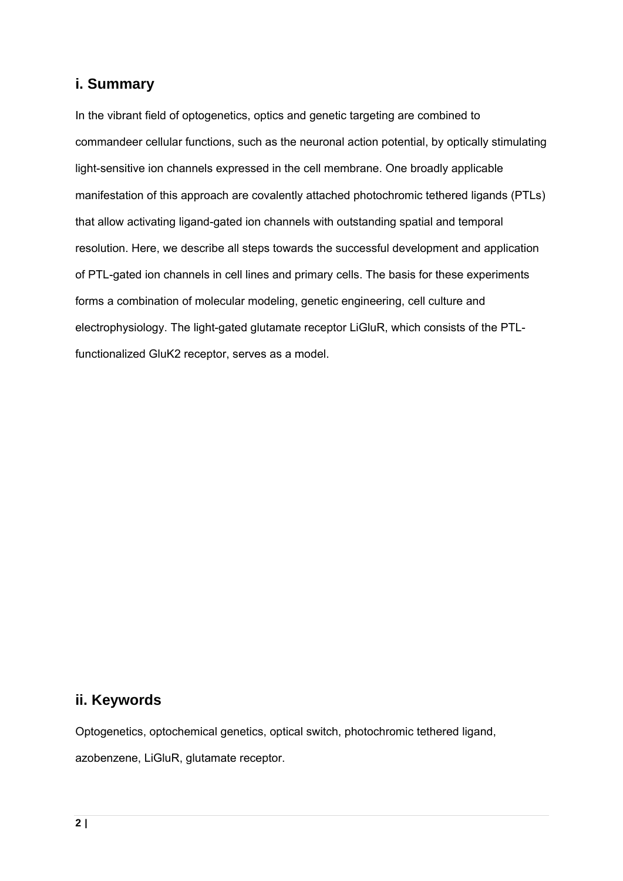## i. Summary

In the vibrant field of optogenetics, optics and genetic targeting are combined to commandeer cellular functions, such as the neuronal action potential, by optically stimulating light-sensitive ion channels expressed in the cell membrane. One broadly applicable manifestation of this approach are covalently attached photochromic tethered ligands (PTLs) that allow activating ligand-gated ion channels with outstanding spatial and temporal resolution. Here, we describe all steps towards the successful development and application of PTL-gated ion channels in cell lines and primary cells. The basis for these experiments forms a combination of molecular modeling, genetic engineering, cell culture and electrophysiology. The light-gated glutamate receptor LiGluR, which consists of the PTL-functionalized GluK2 receptor, serves as a model.

## ii. Keywords

Optogenetics, optochemical genetics, optical switch, photochromic tethered ligand, azobenzene, LiGluR, glutamate receptor.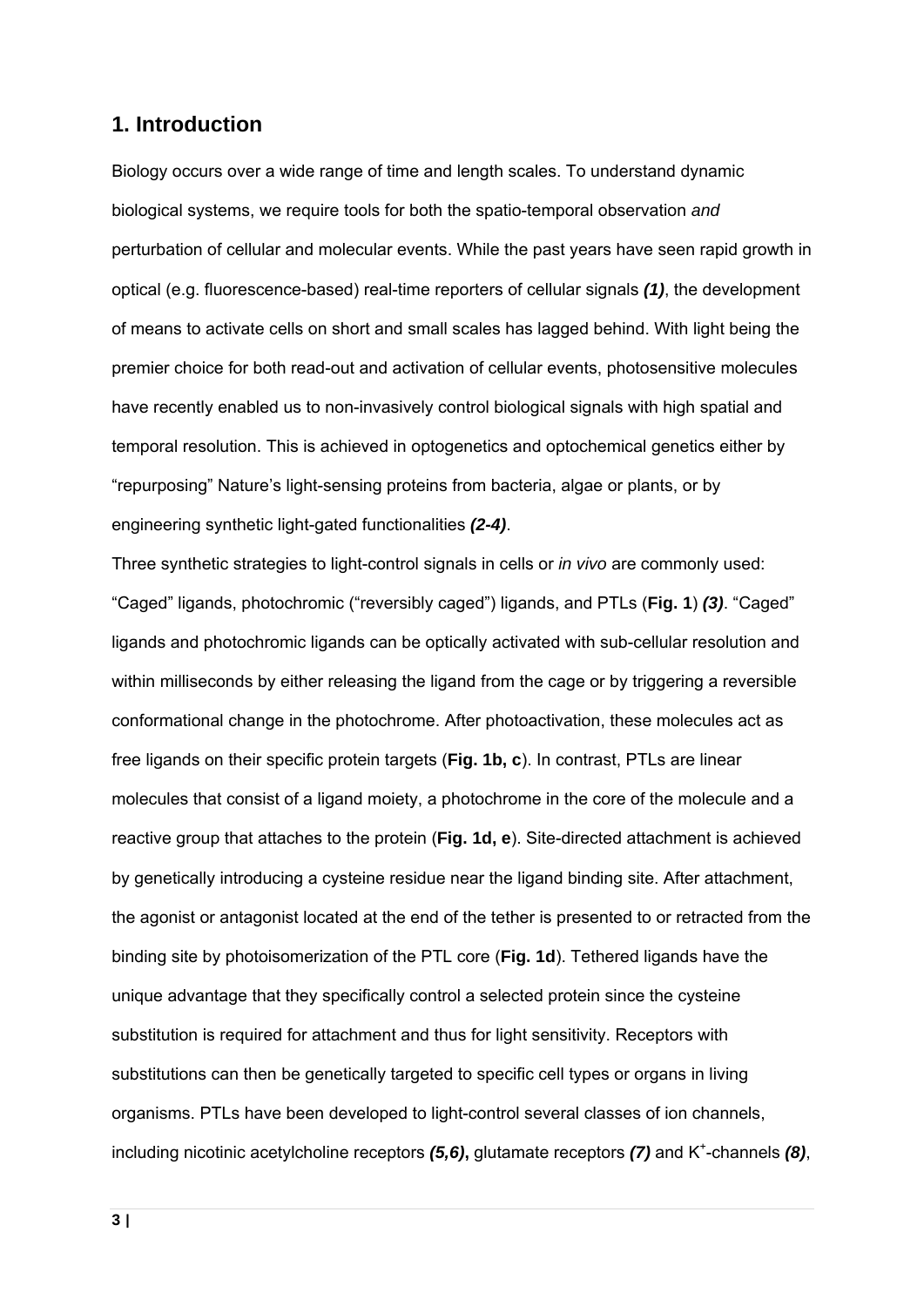## 1. Introduction

Biology occurs over a wide range of time and length scales. To understand dynamic biological systems, we require tools for both the spatio-temporal observation *and* perturbation of cellular and molecular events. While the past years have seen rapid growth in optical (e.g. fluorescence-based) real-time reporters of cellular signals ***(1)***, the development of means to activate cells on short and small scales has lagged behind. With light being the premier choice for both read-out and activation of cellular events, photosensitive molecules have recently enabled us to non-invasively control biological signals with high spatial and temporal resolution. This is achieved in optogenetics and optochemical genetics either by "repurposing" Nature's light-sensing proteins from bacteria, algae or plants, or by engineering synthetic light-gated functionalities ***(2-4)***.

Three synthetic strategies to light-control signals in cells or *in vivo* are commonly used: "Caged" ligands, photochromic ("reversibly caged") ligands, and PTLs (**Fig. 1**) ***(3)***. "Caged" ligands and photochromic ligands can be optically activated with sub-cellular resolution and within milliseconds by either releasing the ligand from the cage or by triggering a reversible conformational change in the photochrome. After photoactivation, these molecules act as free ligands on their specific protein targets (**Fig. 1b, c**). In contrast, PTLs are linear molecules that consist of a ligand moiety, a photochrome in the core of the molecule and a reactive group that attaches to the protein (**Fig. 1d, e**). Site-directed attachment is achieved by genetically introducing a cysteine residue near the ligand binding site. After attachment, the agonist or antagonist located at the end of the tether is presented to or retracted from the binding site by photoisomerization of the PTL core (**Fig. 1d**). Tethered ligands have the unique advantage that they specifically control a selected protein since the cysteine substitution is required for attachment and thus for light sensitivity. Receptors with substitutions can then be genetically targeted to specific cell types or organs in living organisms. PTLs have been developed to light-control several classes of ion channels, including nicotinic acetylcholine receptors ***(5,6)*****,** glutamate receptors ***(7)*** and $K^+$-channels ***(8)***,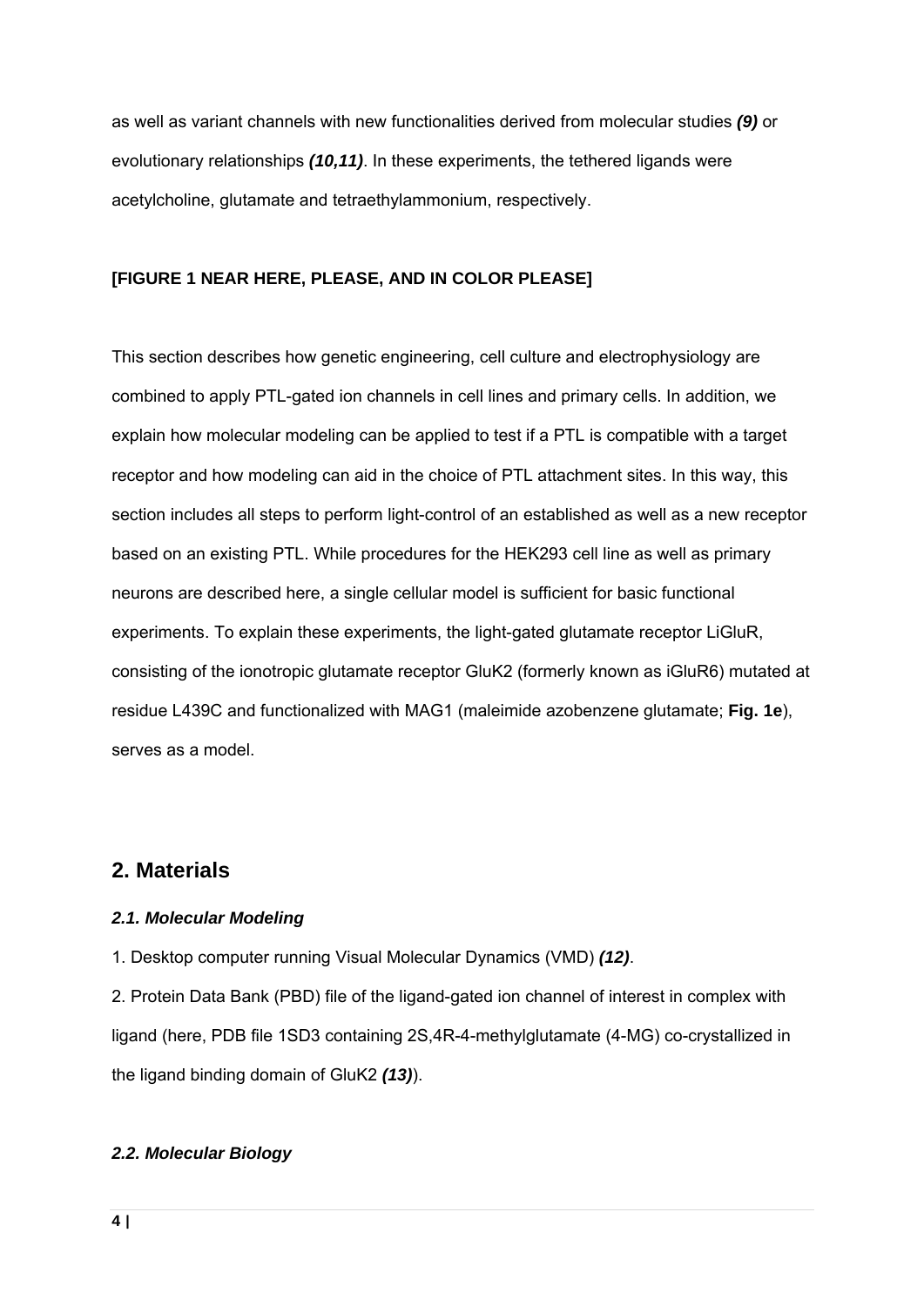as well as variant channels with new functionalities derived from molecular studies ***(9)*** or evolutionary relationships ***(10,11)***. In these experiments, the tethered ligands were acetylcholine, glutamate and tetraethylammonium, respectively.

**[FIGURE 1 NEAR HERE, PLEASE, AND IN COLOR PLEASE]**

This section describes how genetic engineering, cell culture and electrophysiology are combined to apply PTL-gated ion channels in cell lines and primary cells. In addition, we explain how molecular modeling can be applied to test if a PTL is compatible with a target receptor and how modeling can aid in the choice of PTL attachment sites. In this way, this section includes all steps to perform light-control of an established as well as a new receptor based on an existing PTL. While procedures for the HEK293 cell line as well as primary neurons are described here, a single cellular model is sufficient for basic functional experiments. To explain these experiments, the light-gated glutamate receptor LiGluR, consisting of the ionotropic glutamate receptor GluK2 (formerly known as iGluR6) mutated at residue L439C and functionalized with MAG1 (maleimide azobenzene glutamate; **Fig. 1e**), serves as a model.

## 2. Materials

### *2.1. Molecular Modeling*

1. Desktop computer running Visual Molecular Dynamics (VMD) ***(12)***.

2. Protein Data Bank (PBD) file of the ligand-gated ion channel of interest in complex with ligand (here, PDB file 1SD3 containing 2S,4R-4-methylglutamate (4-MG) co-crystallized in the ligand binding domain of GluK2 ***(13)***).

### *2.2. Molecular Biology*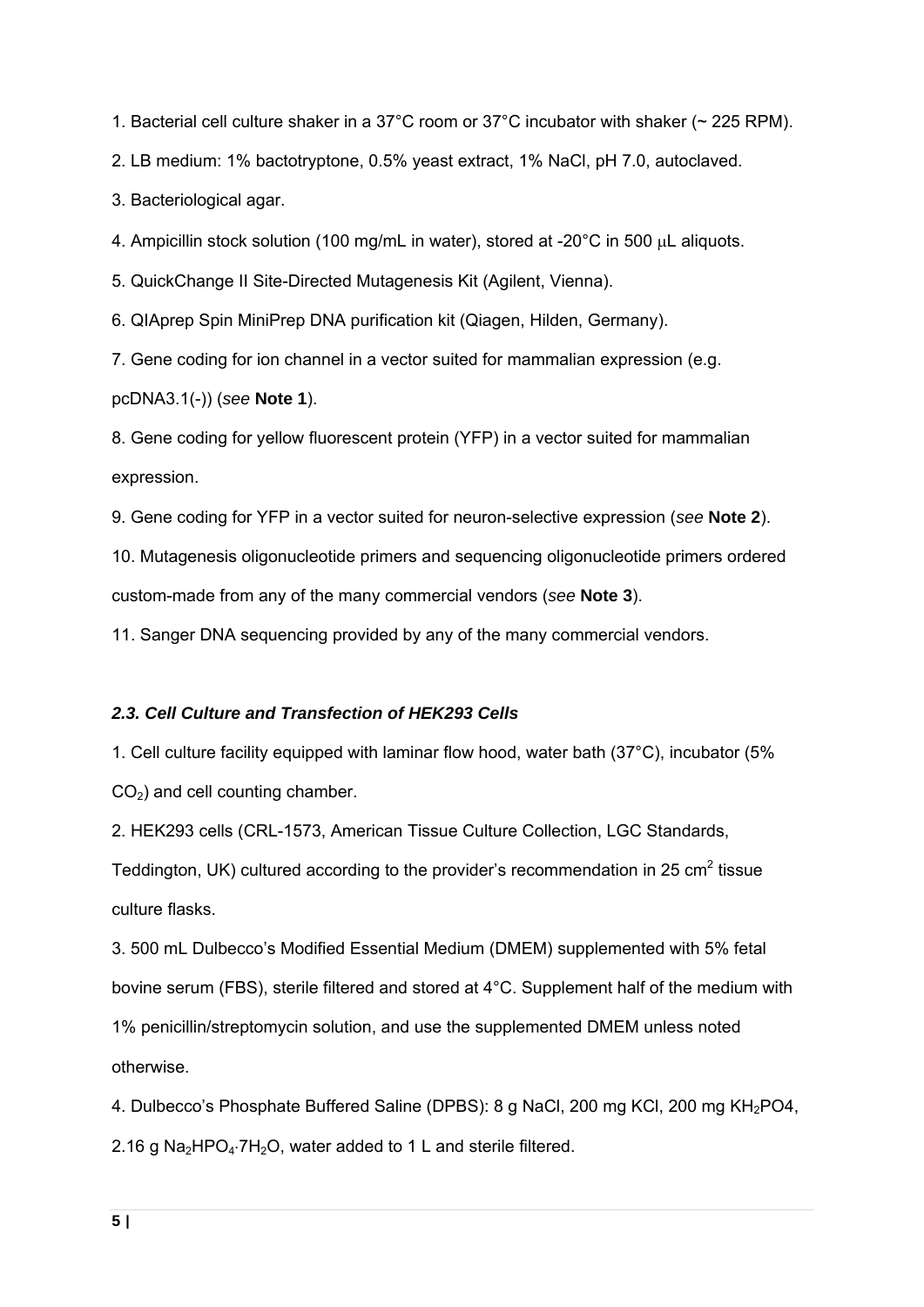1. Bacterial cell culture shaker in a 37°C room or 37°C incubator with shaker (~ 225 RPM).
2. LB medium: 1% bactotryptone, 0.5% yeast extract, 1% NaCl, pH 7.0, autoclaved.
3. Bacteriological agar.
4. Ampicillin stock solution (100 mg/mL in water), stored at -20°C in 500 μL aliquots.
5. QuickChange II Site-Directed Mutagenesis Kit (Agilent, Vienna).
6. QIAprep Spin MiniPrep DNA purification kit (Qiagen, Hilden, Germany).
7. Gene coding for ion channel in a vector suited for mammalian expression (e.g. pcDNA3.1(-)) (*see* **Note 1**).
8. Gene coding for yellow fluorescent protein (YFP) in a vector suited for mammalian expression.
9. Gene coding for YFP in a vector suited for neuron-selective expression (*see* **Note 2**).
10. Mutagenesis oligonucleotide primers and sequencing oligonucleotide primers ordered custom-made from any of the many commercial vendors (*see* **Note 3**).
11. Sanger DNA sequencing provided by any of the many commercial vendors.

### *2.3. Cell Culture and Transfection of HEK293 Cells*

1. Cell culture facility equipped with laminar flow hood, water bath (37°C), incubator (5% $CO_2$) and cell counting chamber.
2. HEK293 cells (CRL-1573, American Tissue Culture Collection, LGC Standards, Teddington, UK) cultured according to the provider's recommendation in 25 $cm^2$ tissue culture flasks.
3. 500 mL Dulbecco's Modified Essential Medium (DMEM) supplemented with 5% fetal bovine serum (FBS), sterile filtered and stored at 4°C. Supplement half of the medium with 1% penicillin/streptomycin solution, and use the supplemented DMEM unless noted otherwise.
4. Dulbecco's Phosphate Buffered Saline (DPBS): 8 g NaCl, 200 mg KCl, 200 mg $KH_2PO4$, 2.16 g $Na_2HPO_4{\cdot}7H_2O$, water added to 1 L and sterile filtered.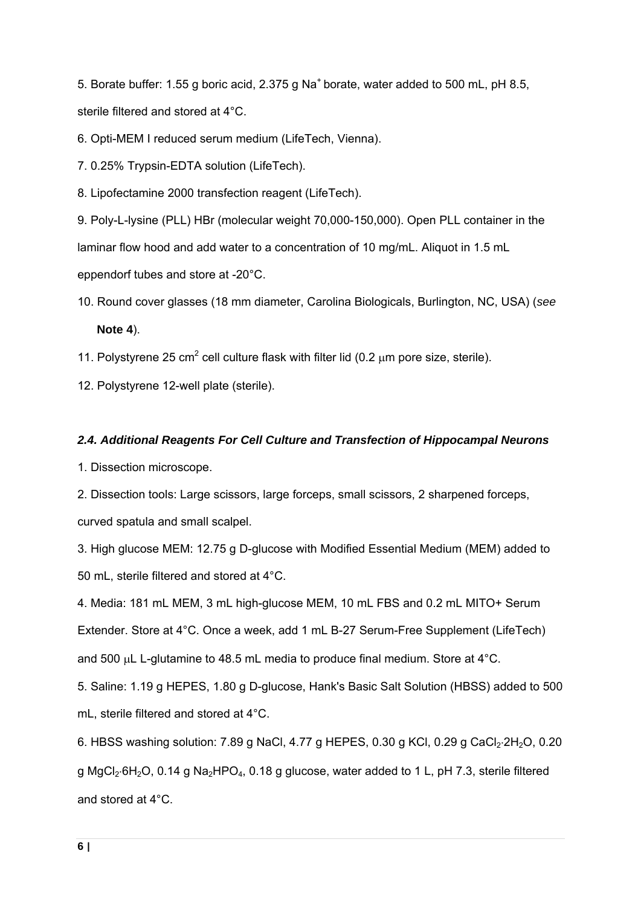5. Borate buffer: 1.55 g boric acid, 2.375 g $Na^+$ borate, water added to 500 mL, pH 8.5, sterile filtered and stored at 4°C.

6. Opti-MEM I reduced serum medium (LifeTech, Vienna).

7. 0.25% Trypsin-EDTA solution (LifeTech).

8. Lipofectamine 2000 transfection reagent (LifeTech).

9. Poly-L-lysine (PLL) HBr (molecular weight 70,000-150,000). Open PLL container in the laminar flow hood and add water to a concentration of 10 mg/mL. Aliquot in 1.5 mL eppendorf tubes and store at -20°C.

10. Round cover glasses (18 mm diameter, Carolina Biologicals, Burlington, NC, USA) (*see* **Note 4**).

11. Polystyrene 25 $cm^2$ cell culture flask with filter lid (0.2 μm pore size, sterile).

12. Polystyrene 12-well plate (sterile).

### *2.4. Additional Reagents For Cell Culture and Transfection of Hippocampal Neurons*

1. Dissection microscope.

2. Dissection tools: Large scissors, large forceps, small scissors, 2 sharpened forceps, curved spatula and small scalpel.

3. High glucose MEM: 12.75 g D-glucose with Modified Essential Medium (MEM) added to 50 mL, sterile filtered and stored at 4°C.

4. Media: 181 mL MEM, 3 mL high-glucose MEM, 10 mL FBS and 0.2 mL MITO+ Serum Extender. Store at 4°C. Once a week, add 1 mL B-27 Serum-Free Supplement (LifeTech) and 500 μL L-glutamine to 48.5 mL media to produce final medium. Store at 4°C.

5. Saline: 1.19 g HEPES, 1.80 g D-glucose, Hank's Basic Salt Solution (HBSS) added to 500 mL, sterile filtered and stored at 4°C.

6. HBSS washing solution: 7.89 g NaCl, 4.77 g HEPES, 0.30 g KCl, 0.29 g $CaCl_2{\cdot}2H_2O$, 0.20 g $MgCl_2{\cdot}6H_2O$, 0.14 g $Na_2HPO_4$, 0.18 g glucose, water added to 1 L, pH 7.3, sterile filtered and stored at 4°C.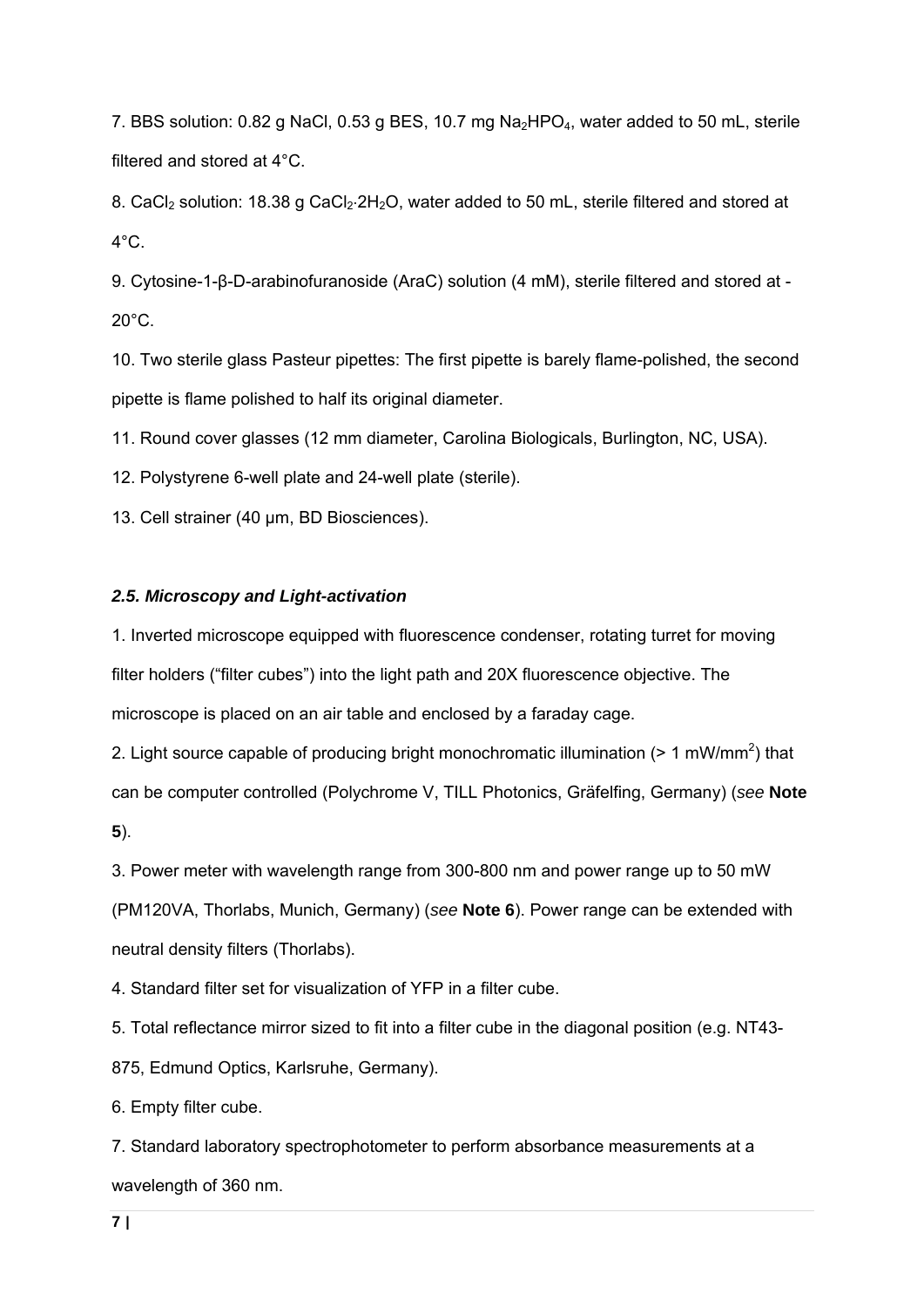7. BBS solution: 0.82 g NaCl, 0.53 g BES, 10.7 mg $Na_2HPO_4$, water added to 50 mL, sterile filtered and stored at 4°C.

8. $CaCl_2$ solution: 18.38 g $CaCl_2{\cdot}2H_2O$, water added to 50 mL, sterile filtered and stored at 4°C.

9. Cytosine-1-β-D-arabinofuranoside (AraC) solution (4 mM), sterile filtered and stored at -20°C.

10. Two sterile glass Pasteur pipettes: The first pipette is barely flame-polished, the second pipette is flame polished to half its original diameter.

11. Round cover glasses (12 mm diameter, Carolina Biologicals, Burlington, NC, USA).

12. Polystyrene 6-well plate and 24-well plate (sterile).

13. Cell strainer (40 µm, BD Biosciences).

### *2.5. Microscopy and Light-activation*

1. Inverted microscope equipped with fluorescence condenser, rotating turret for moving filter holders ("filter cubes") into the light path and 20X fluorescence objective. The microscope is placed on an air table and enclosed by a faraday cage.

2. Light source capable of producing bright monochromatic illumination (> 1 $mW/mm^2$) that can be computer controlled (Polychrome V, TILL Photonics, Gräfelfing, Germany) (*see* **Note 5**).

3. Power meter with wavelength range from 300-800 nm and power range up to 50 mW (PM120VA, Thorlabs, Munich, Germany) (*see* **Note 6**). Power range can be extended with neutral density filters (Thorlabs).

4. Standard filter set for visualization of YFP in a filter cube.

5. Total reflectance mirror sized to fit into a filter cube in the diagonal position (e.g. NT43-875, Edmund Optics, Karlsruhe, Germany).

6. Empty filter cube.

7. Standard laboratory spectrophotometer to perform absorbance measurements at a wavelength of 360 nm.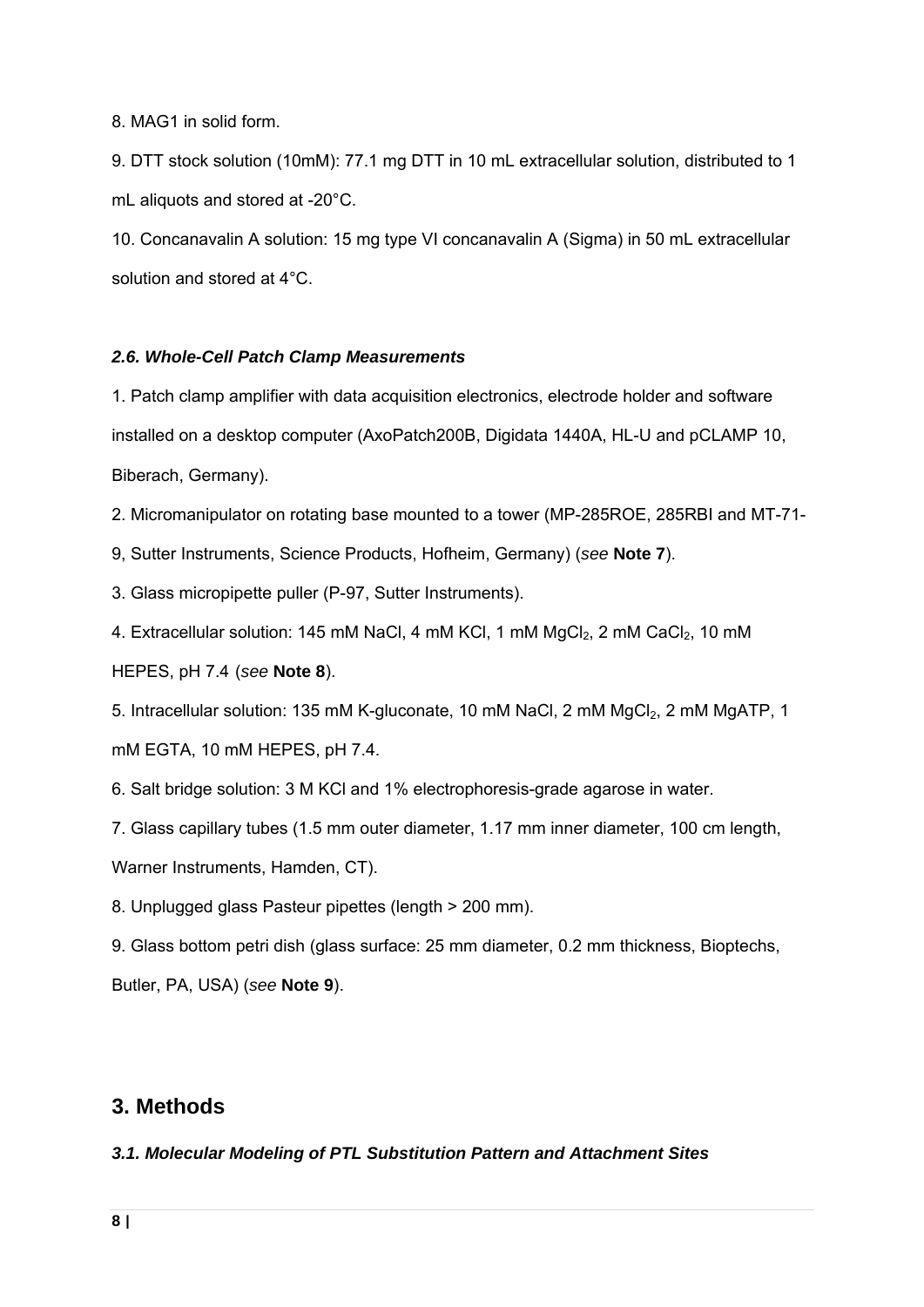8. MAG1 in solid form.

9. DTT stock solution (10mM): 77.1 mg DTT in 10 mL extracellular solution, distributed to 1 mL aliquots and stored at -20°C.

10. Concanavalin A solution: 15 mg type VI concanavalin A (Sigma) in 50 mL extracellular solution and stored at 4°C.

### *2.6. Whole-Cell Patch Clamp Measurements*

1. Patch clamp amplifier with data acquisition electronics, electrode holder and software installed on a desktop computer (AxoPatch200B, Digidata 1440A, HL-U and pCLAMP 10, Biberach, Germany).

2. Micromanipulator on rotating base mounted to a tower (MP-285ROE, 285RBI and MT-71-9, Sutter Instruments, Science Products, Hofheim, Germany) (*see* **Note 7**).

3. Glass micropipette puller (P-97, Sutter Instruments).

4. Extracellular solution: 145 mM NaCl, 4 mM KCl, 1 mM $MgCl_2$, 2 mM $CaCl_2$, 10 mM HEPES, pH 7.4 (*see* **Note 8**).

5. Intracellular solution: 135 mM K-gluconate, 10 mM NaCl, 2 mM $MgCl_2$, 2 mM MgATP, 1 mM EGTA, 10 mM HEPES, pH 7.4.

6. Salt bridge solution: 3 M KCl and 1% electrophoresis-grade agarose in water.

7. Glass capillary tubes (1.5 mm outer diameter, 1.17 mm inner diameter, 100 cm length, Warner Instruments, Hamden, CT).

8. Unplugged glass Pasteur pipettes (length > 200 mm).

9. Glass bottom petri dish (glass surface: 25 mm diameter, 0.2 mm thickness, Bioptechs, Butler, PA, USA) (*see* **Note 9**).

## 3. Methods

### *3.1. Molecular Modeling of PTL Substitution Pattern and Attachment Sites*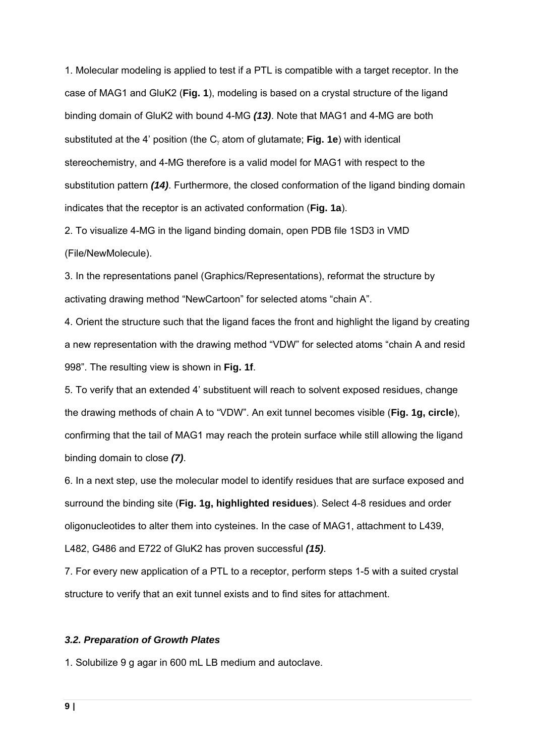1. Molecular modeling is applied to test if a PTL is compatible with a target receptor. In the case of MAG1 and GluK2 (**Fig. 1**), modeling is based on a crystal structure of the ligand binding domain of GluK2 with bound 4-MG ***(13)***. Note that MAG1 and 4-MG are both substituted at the 4' position (the $C_\gamma$ atom of glutamate; **Fig. 1e**) with identical stereochemistry, and 4-MG therefore is a valid model for MAG1 with respect to the substitution pattern ***(14)***. Furthermore, the closed conformation of the ligand binding domain indicates that the receptor is an activated conformation (**Fig. 1a**).

2. To visualize 4-MG in the ligand binding domain, open PDB file 1SD3 in VMD (File/NewMolecule).

3. In the representations panel (Graphics/Representations), reformat the structure by activating drawing method "NewCartoon" for selected atoms "chain A".

4. Orient the structure such that the ligand faces the front and highlight the ligand by creating a new representation with the drawing method "VDW" for selected atoms "chain A and resid 998". The resulting view is shown in **Fig. 1f**.

5. To verify that an extended 4' substituent will reach to solvent exposed residues, change the drawing methods of chain A to "VDW". An exit tunnel becomes visible (**Fig. 1g, circle**), confirming that the tail of MAG1 may reach the protein surface while still allowing the ligand binding domain to close ***(7)***.

6. In a next step, use the molecular model to identify residues that are surface exposed and surround the binding site (**Fig. 1g, highlighted residues**). Select 4-8 residues and order oligonucleotides to alter them into cysteines. In the case of MAG1, attachment to L439, L482, G486 and E722 of GluK2 has proven successful ***(15)***.

7. For every new application of a PTL to a receptor, perform steps 1-5 with a suited crystal structure to verify that an exit tunnel exists and to find sites for attachment.

### *3.2. Preparation of Growth Plates*

1. Solubilize 9 g agar in 600 mL LB medium and autoclave.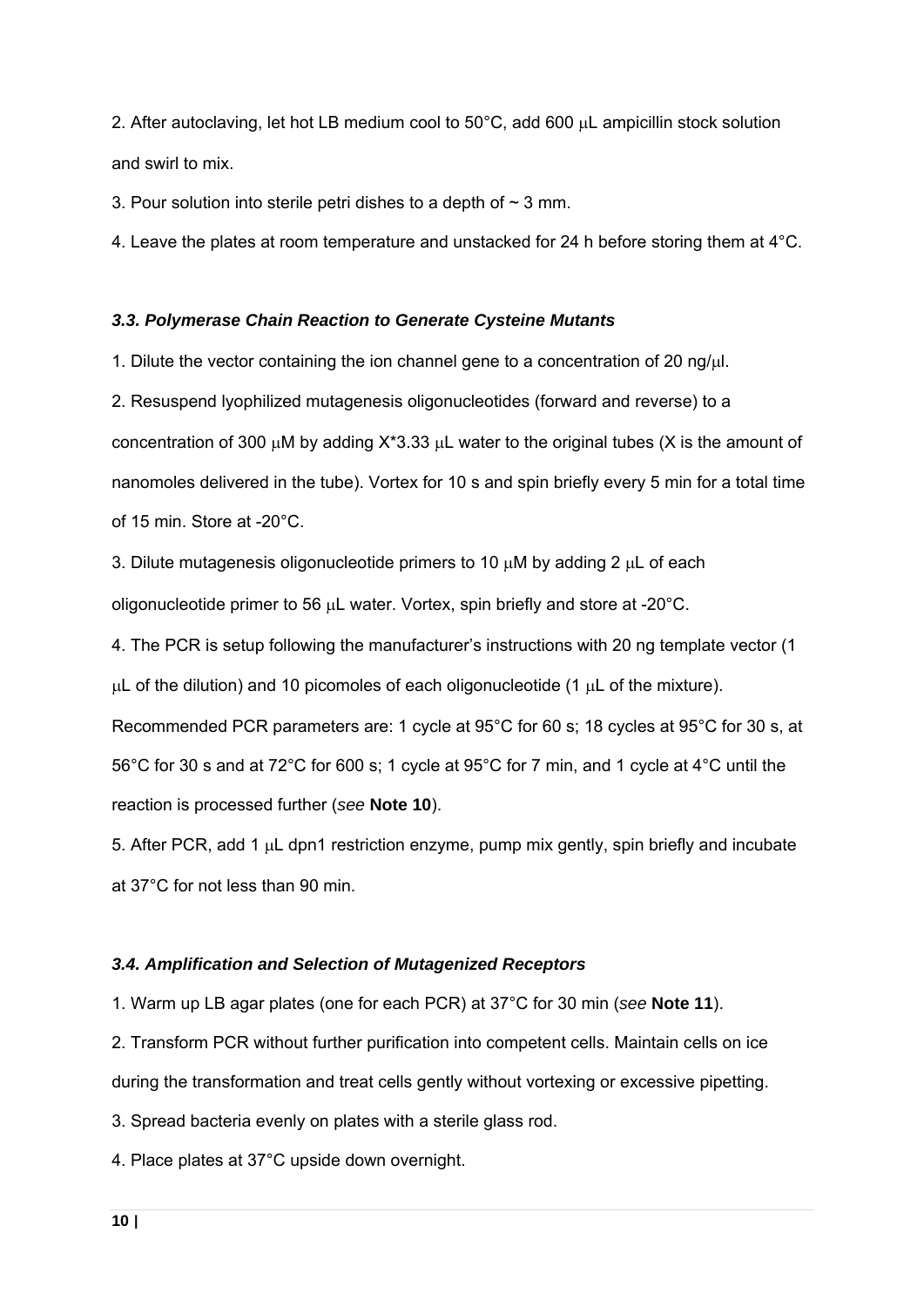2. After autoclaving, let hot LB medium cool to 50°C, add 600 μL ampicillin stock solution and swirl to mix.

3. Pour solution into sterile petri dishes to a depth of ~ 3 mm.

4. Leave the plates at room temperature and unstacked for 24 h before storing them at 4°C.

### *3.3. Polymerase Chain Reaction to Generate Cysteine Mutants*

1. Dilute the vector containing the ion channel gene to a concentration of 20 ng/μl.

2. Resuspend lyophilized mutagenesis oligonucleotides (forward and reverse) to a concentration of 300 μM by adding X*3.33 μL water to the original tubes (X is the amount of nanomoles delivered in the tube). Vortex for 10 s and spin briefly every 5 min for a total time of 15 min. Store at -20°C.

3. Dilute mutagenesis oligonucleotide primers to 10 μM by adding 2 μL of each oligonucleotide primer to 56 μL water. Vortex, spin briefly and store at -20°C.

4. The PCR is setup following the manufacturer's instructions with 20 ng template vector (1 μL of the dilution) and 10 picomoles of each oligonucleotide (1 μL of the mixture). Recommended PCR parameters are: 1 cycle at 95°C for 60 s; 18 cycles at 95°C for 30 s, at 56°C for 30 s and at 72°C for 600 s; 1 cycle at 95°C for 7 min, and 1 cycle at 4°C until the reaction is processed further (*see* **Note 10**).

5. After PCR, add 1 μL dpn1 restriction enzyme, pump mix gently, spin briefly and incubate at 37°C for not less than 90 min.

### *3.4. Amplification and Selection of Mutagenized Receptors*

1. Warm up LB agar plates (one for each PCR) at 37°C for 30 min (*see* **Note 11**).

2. Transform PCR without further purification into competent cells. Maintain cells on ice during the transformation and treat cells gently without vortexing or excessive pipetting.

3. Spread bacteria evenly on plates with a sterile glass rod.

4. Place plates at 37°C upside down overnight.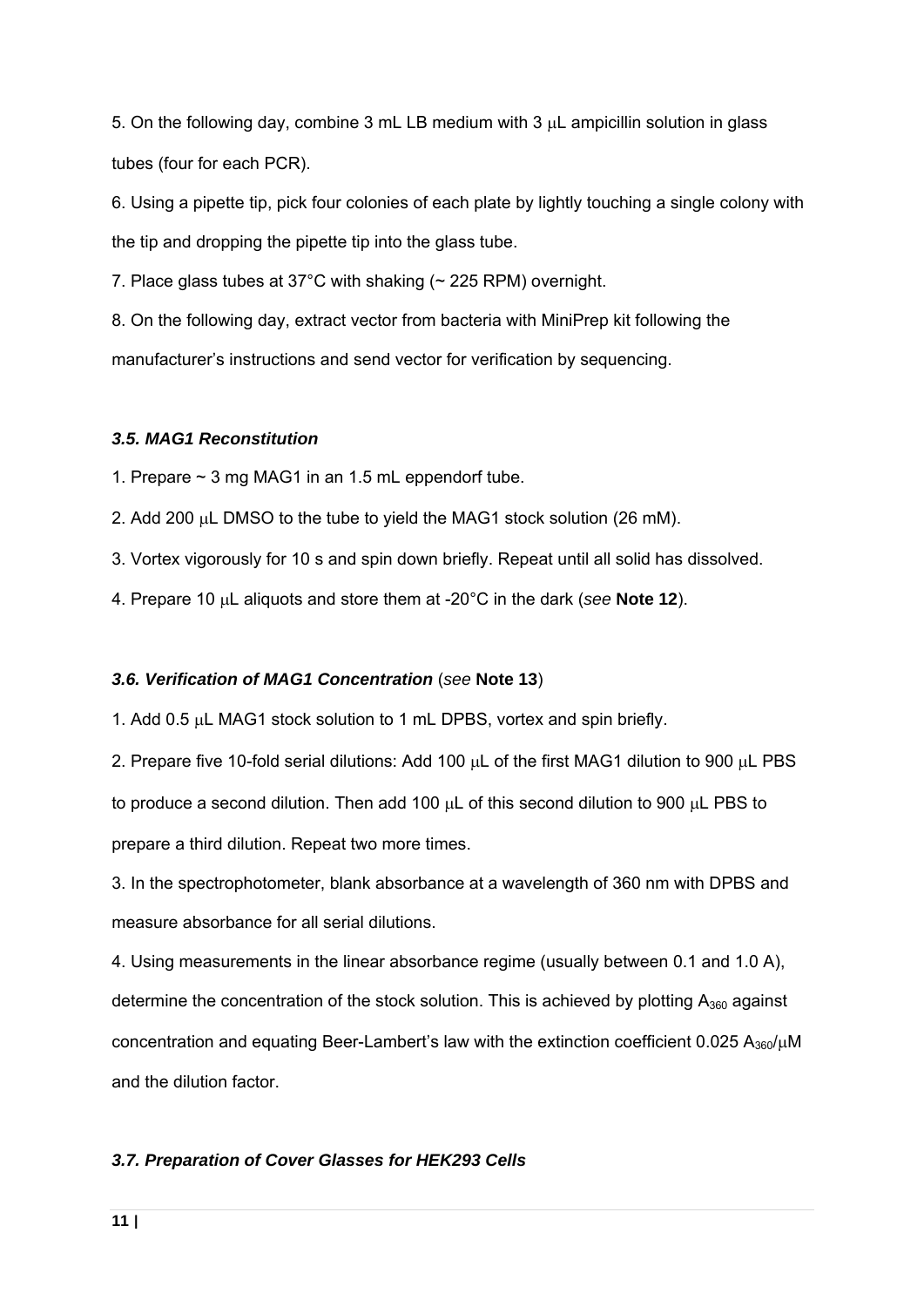5. On the following day, combine 3 mL LB medium with 3 μL ampicillin solution in glass tubes (four for each PCR).

6. Using a pipette tip, pick four colonies of each plate by lightly touching a single colony with the tip and dropping the pipette tip into the glass tube.

7. Place glass tubes at 37°C with shaking (~ 225 RPM) overnight.

8. On the following day, extract vector from bacteria with MiniPrep kit following the manufacturer's instructions and send vector for verification by sequencing.

### *3.5. MAG1 Reconstitution*

1. Prepare ~ 3 mg MAG1 in an 1.5 mL eppendorf tube.

2. Add 200 μL DMSO to the tube to yield the MAG1 stock solution (26 mM).

3. Vortex vigorously for 10 s and spin down briefly. Repeat until all solid has dissolved.

4. Prepare 10 μL aliquots and store them at -20°C in the dark (*see* **Note 12**).

### *3.6. Verification of MAG1 Concentration* (*see* **Note 13**)

1. Add 0.5 μL MAG1 stock solution to 1 mL DPBS, vortex and spin briefly.

2. Prepare five 10-fold serial dilutions: Add 100 μL of the first MAG1 dilution to 900 μL PBS to produce a second dilution. Then add 100 μL of this second dilution to 900 μL PBS to prepare a third dilution. Repeat two more times.

3. In the spectrophotometer, blank absorbance at a wavelength of 360 nm with DPBS and measure absorbance for all serial dilutions.

4. Using measurements in the linear absorbance regime (usually between 0.1 and 1.0 A), determine the concentration of the stock solution. This is achieved by plotting $A_{360}$ against concentration and equating Beer-Lambert's law with the extinction coefficient 0.025 $A_{360}$/μM and the dilution factor.

### *3.7. Preparation of Cover Glasses for HEK293 Cells*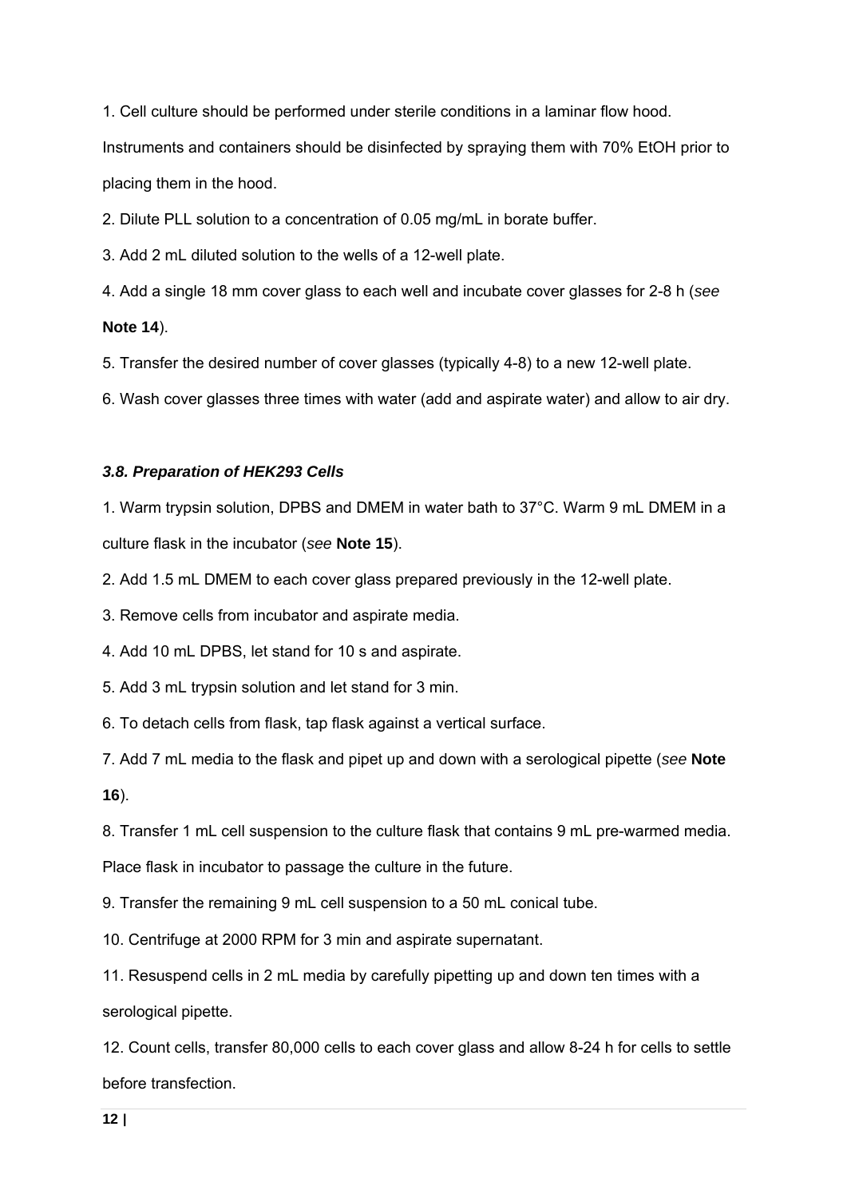1. Cell culture should be performed under sterile conditions in a laminar flow hood. Instruments and containers should be disinfected by spraying them with 70% EtOH prior to placing them in the hood.

2. Dilute PLL solution to a concentration of 0.05 mg/mL in borate buffer.

3. Add 2 mL diluted solution to the wells of a 12-well plate.

4. Add a single 18 mm cover glass to each well and incubate cover glasses for 2-8 h (*see* **Note 14**).

5. Transfer the desired number of cover glasses (typically 4-8) to a new 12-well plate.

6. Wash cover glasses three times with water (add and aspirate water) and allow to air dry.

### *3.8. Preparation of HEK293 Cells*

1. Warm trypsin solution, DPBS and DMEM in water bath to 37°C. Warm 9 mL DMEM in a culture flask in the incubator (*see* **Note 15**).

2. Add 1.5 mL DMEM to each cover glass prepared previously in the 12-well plate.

3. Remove cells from incubator and aspirate media.

4. Add 10 mL DPBS, let stand for 10 s and aspirate.

5. Add 3 mL trypsin solution and let stand for 3 min.

6. To detach cells from flask, tap flask against a vertical surface.

7. Add 7 mL media to the flask and pipet up and down with a serological pipette (*see* **Note 16**).

8. Transfer 1 mL cell suspension to the culture flask that contains 9 mL pre-warmed media. Place flask in incubator to passage the culture in the future.

9. Transfer the remaining 9 mL cell suspension to a 50 mL conical tube.

10. Centrifuge at 2000 RPM for 3 min and aspirate supernatant.

11. Resuspend cells in 2 mL media by carefully pipetting up and down ten times with a serological pipette.

12. Count cells, transfer 80,000 cells to each cover glass and allow 8-24 h for cells to settle before transfection.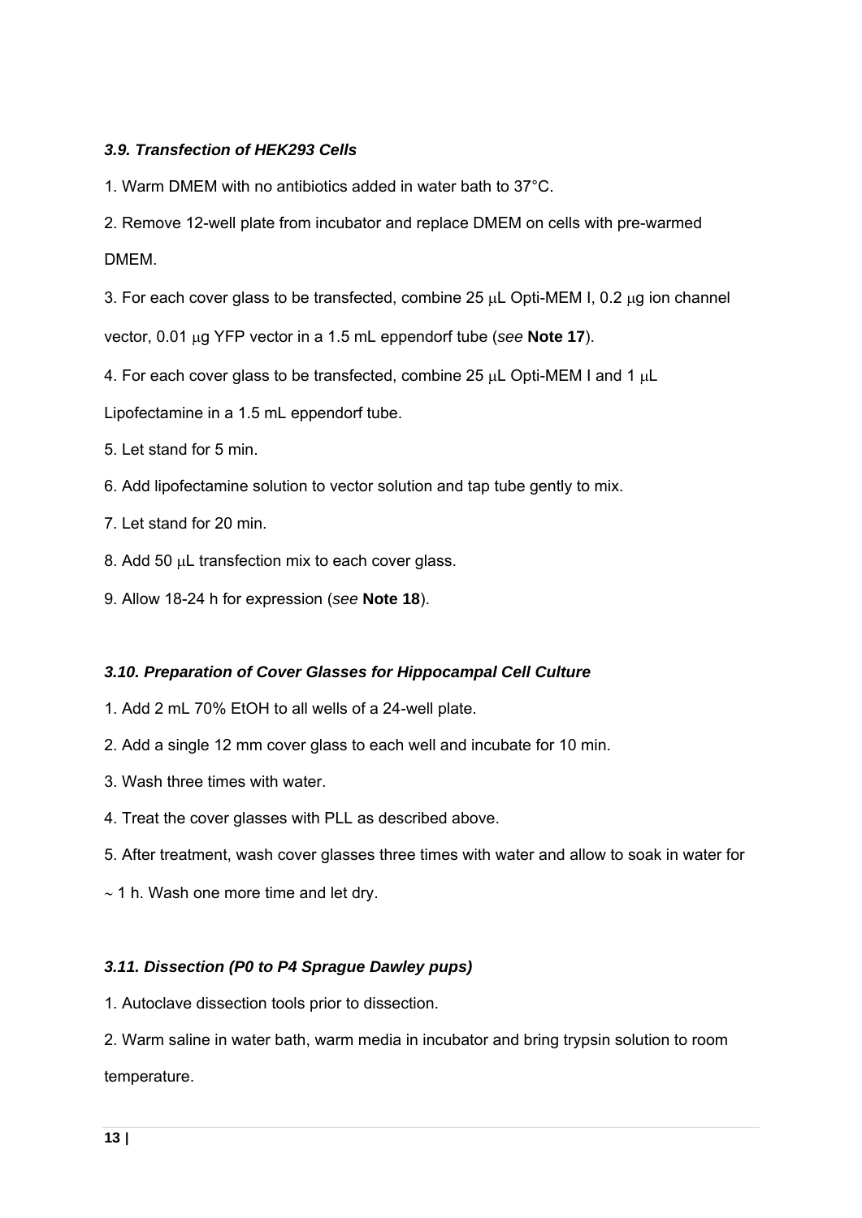### *3.9. Transfection of HEK293 Cells*

1. Warm DMEM with no antibiotics added in water bath to 37°C.

2. Remove 12-well plate from incubator and replace DMEM on cells with pre-warmed DMEM.

3. For each cover glass to be transfected, combine 25 μL Opti-MEM I, 0.2 μg ion channel vector, 0.01 μg YFP vector in a 1.5 mL eppendorf tube (*see* **Note 17**).

4. For each cover glass to be transfected, combine 25 μL Opti-MEM I and 1 μL Lipofectamine in a 1.5 mL eppendorf tube.

5. Let stand for 5 min.

6. Add lipofectamine solution to vector solution and tap tube gently to mix.

7. Let stand for 20 min.

8. Add 50 μL transfection mix to each cover glass.

9. Allow 18-24 h for expression (*see* **Note 18**).

### *3.10. Preparation of Cover Glasses for Hippocampal Cell Culture*

1. Add 2 mL 70% EtOH to all wells of a 24-well plate.

2. Add a single 12 mm cover glass to each well and incubate for 10 min.

3. Wash three times with water.

4. Treat the cover glasses with PLL as described above.

5. After treatment, wash cover glasses three times with water and allow to soak in water for ~ 1 h. Wash one more time and let dry.

### *3.11. Dissection (P0 to P4 Sprague Dawley pups)*

1. Autoclave dissection tools prior to dissection.

2. Warm saline in water bath, warm media in incubator and bring trypsin solution to room temperature.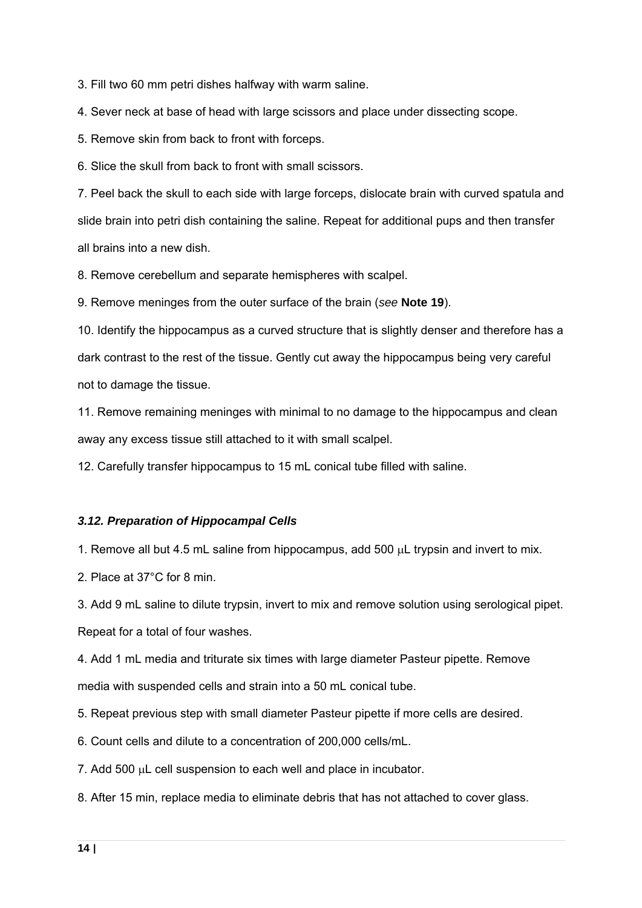3. Fill two 60 mm petri dishes halfway with warm saline.

4. Sever neck at base of head with large scissors and place under dissecting scope.

5. Remove skin from back to front with forceps.

6. Slice the skull from back to front with small scissors.

7. Peel back the skull to each side with large forceps, dislocate brain with curved spatula and slide brain into petri dish containing the saline. Repeat for additional pups and then transfer all brains into a new dish.

8. Remove cerebellum and separate hemispheres with scalpel.

9. Remove meninges from the outer surface of the brain (*see* **Note 19**).

10. Identify the hippocampus as a curved structure that is slightly denser and therefore has a dark contrast to the rest of the tissue. Gently cut away the hippocampus being very careful not to damage the tissue.

11. Remove remaining meninges with minimal to no damage to the hippocampus and clean away any excess tissue still attached to it with small scalpel.

12. Carefully transfer hippocampus to 15 mL conical tube filled with saline.

### *3.12. Preparation of Hippocampal Cells*

1. Remove all but 4.5 mL saline from hippocampus, add 500 μL trypsin and invert to mix.

2. Place at 37°C for 8 min.

3. Add 9 mL saline to dilute trypsin, invert to mix and remove solution using serological pipet. Repeat for a total of four washes.

4. Add 1 mL media and triturate six times with large diameter Pasteur pipette. Remove media with suspended cells and strain into a 50 mL conical tube.

5. Repeat previous step with small diameter Pasteur pipette if more cells are desired.

6. Count cells and dilute to a concentration of 200,000 cells/mL.

7. Add 500 μL cell suspension to each well and place in incubator.

8. After 15 min, replace media to eliminate debris that has not attached to cover glass.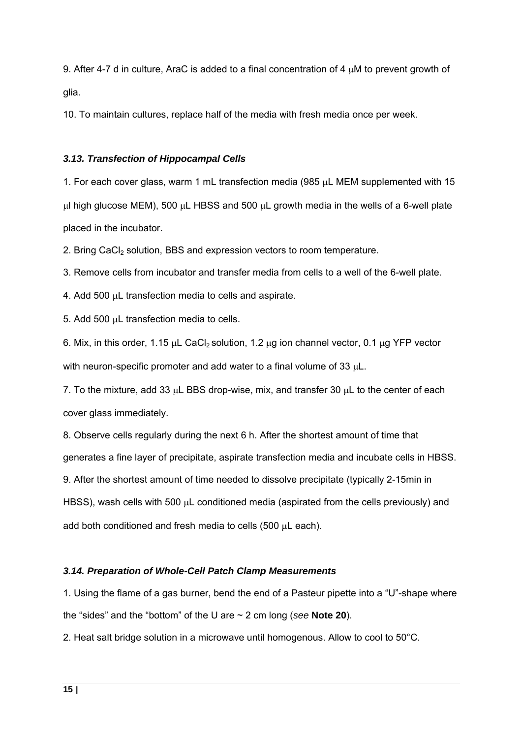9. After 4-7 d in culture, AraC is added to a final concentration of 4 μM to prevent growth of glia.

10. To maintain cultures, replace half of the media with fresh media once per week.

### *3.13. Transfection of Hippocampal Cells*

1. For each cover glass, warm 1 mL transfection media (985 μL MEM supplemented with 15 μl high glucose MEM), 500 μL HBSS and 500 μL growth media in the wells of a 6-well plate placed in the incubator.

2. Bring $CaCl_2$ solution, BBS and expression vectors to room temperature.

3. Remove cells from incubator and transfer media from cells to a well of the 6-well plate.

4. Add 500 μL transfection media to cells and aspirate.

5. Add 500 μL transfection media to cells.

6. Mix, in this order, 1.15 μL $CaCl_2$ solution, 1.2 μg ion channel vector, 0.1 μg YFP vector with neuron-specific promoter and add water to a final volume of 33 μL.

7. To the mixture, add 33 μL BBS drop-wise, mix, and transfer 30 μL to the center of each cover glass immediately.

8. Observe cells regularly during the next 6 h. After the shortest amount of time that generates a fine layer of precipitate, aspirate transfection media and incubate cells in HBSS.

9. After the shortest amount of time needed to dissolve precipitate (typically 2-15min in HBSS), wash cells with 500 μL conditioned media (aspirated from the cells previously) and add both conditioned and fresh media to cells (500 μL each).

### *3.14. Preparation of Whole-Cell Patch Clamp Measurements*

1. Using the flame of a gas burner, bend the end of a Pasteur pipette into a "U"-shape where the "sides" and the "bottom" of the U are ~ 2 cm long (*see* **Note 20**).

2. Heat salt bridge solution in a microwave until homogenous. Allow to cool to 50°C.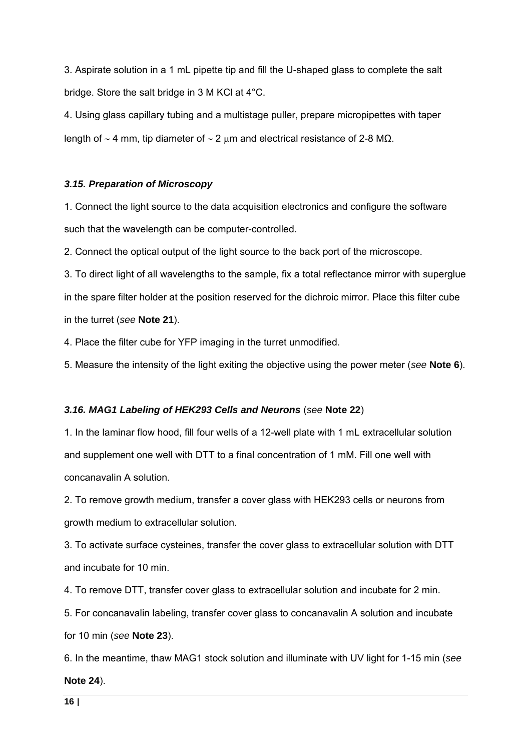3. Aspirate solution in a 1 mL pipette tip and fill the U-shaped glass to complete the salt bridge. Store the salt bridge in 3 M KCl at 4°C.

4. Using glass capillary tubing and a multistage puller, prepare micropipettes with taper length of ∼ 4 mm, tip diameter of ∼ 2 μm and electrical resistance of 2-8 MΩ.

### *3.15. Preparation of Microscopy*

1. Connect the light source to the data acquisition electronics and configure the software such that the wavelength can be computer-controlled.

2. Connect the optical output of the light source to the back port of the microscope.

3. To direct light of all wavelengths to the sample, fix a total reflectance mirror with superglue in the spare filter holder at the position reserved for the dichroic mirror. Place this filter cube in the turret (*see* **Note 21**).

4. Place the filter cube for YFP imaging in the turret unmodified.

5. Measure the intensity of the light exiting the objective using the power meter (*see* **Note 6**).

### *3.16. MAG1 Labeling of HEK293 Cells and Neurons* (*see* **Note 22**)

1. In the laminar flow hood, fill four wells of a 12-well plate with 1 mL extracellular solution and supplement one well with DTT to a final concentration of 1 mM. Fill one well with concanavalin A solution.

2. To remove growth medium, transfer a cover glass with HEK293 cells or neurons from growth medium to extracellular solution.

3. To activate surface cysteines, transfer the cover glass to extracellular solution with DTT and incubate for 10 min.

4. To remove DTT, transfer cover glass to extracellular solution and incubate for 2 min.

5. For concanavalin labeling, transfer cover glass to concanavalin A solution and incubate for 10 min (*see* **Note 23**).

6. In the meantime, thaw MAG1 stock solution and illuminate with UV light for 1-15 min (*see* **Note 24**).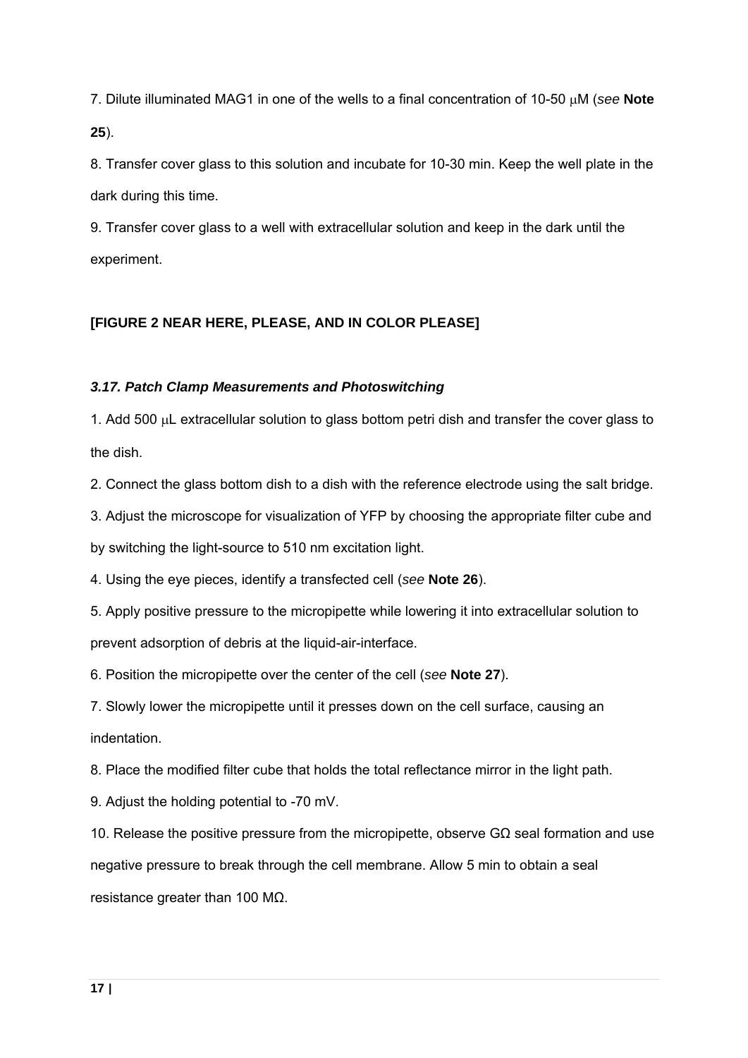7. Dilute illuminated MAG1 in one of the wells to a final concentration of 10-50 μM (*see* **Note 25**).

8. Transfer cover glass to this solution and incubate for 10-30 min. Keep the well plate in the dark during this time.

9. Transfer cover glass to a well with extracellular solution and keep in the dark until the experiment.

**[FIGURE 2 NEAR HERE, PLEASE, AND IN COLOR PLEASE]**

### *3.17. Patch Clamp Measurements and Photoswitching*

1. Add 500 μL extracellular solution to glass bottom petri dish and transfer the cover glass to the dish.

2. Connect the glass bottom dish to a dish with the reference electrode using the salt bridge.

3. Adjust the microscope for visualization of YFP by choosing the appropriate filter cube and by switching the light-source to 510 nm excitation light.

4. Using the eye pieces, identify a transfected cell (*see* **Note 26**).

5. Apply positive pressure to the micropipette while lowering it into extracellular solution to prevent adsorption of debris at the liquid-air-interface.

6. Position the micropipette over the center of the cell (*see* **Note 27**).

7. Slowly lower the micropipette until it presses down on the cell surface, causing an indentation.

8. Place the modified filter cube that holds the total reflectance mirror in the light path.

9. Adjust the holding potential to -70 mV.

10. Release the positive pressure from the micropipette, observe GΩ seal formation and use negative pressure to break through the cell membrane. Allow 5 min to obtain a seal resistance greater than 100 MΩ.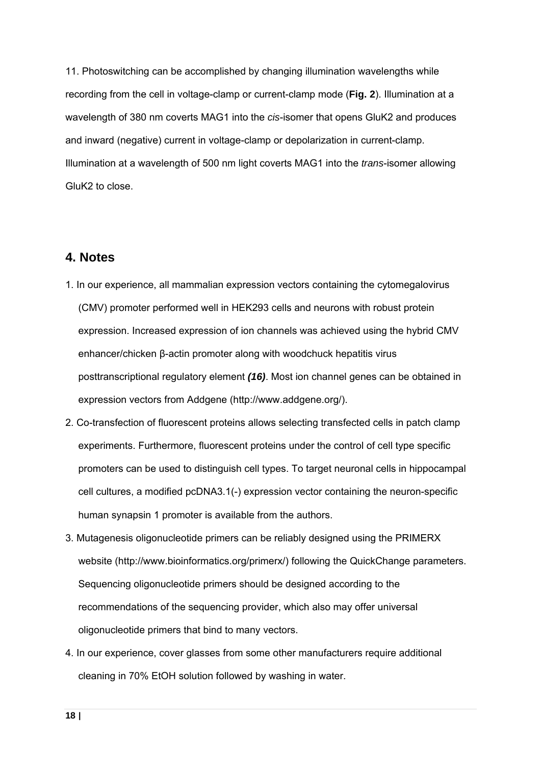11. Photoswitching can be accomplished by changing illumination wavelengths while recording from the cell in voltage-clamp or current-clamp mode (**Fig. 2**). Illumination at a wavelength of 380 nm coverts MAG1 into the *cis*-isomer that opens GluK2 and produces and inward (negative) current in voltage-clamp or depolarization in current-clamp. Illumination at a wavelength of 500 nm light coverts MAG1 into the *trans*-isomer allowing GluK2 to close.

## 4. Notes

1. In our experience, all mammalian expression vectors containing the cytomegalovirus (CMV) promoter performed well in HEK293 cells and neurons with robust protein expression. Increased expression of ion channels was achieved using the hybrid CMV enhancer/chicken β-actin promoter along with woodchuck hepatitis virus posttranscriptional regulatory element ***(16)***. Most ion channel genes can be obtained in expression vectors from Addgene (http://www.addgene.org/).
2. Co-transfection of fluorescent proteins allows selecting transfected cells in patch clamp experiments. Furthermore, fluorescent proteins under the control of cell type specific promoters can be used to distinguish cell types. To target neuronal cells in hippocampal cell cultures, a modified pcDNA3.1(-) expression vector containing the neuron-specific human synapsin 1 promoter is available from the authors.
3. Mutagenesis oligonucleotide primers can be reliably designed using the PRIMERX website (http://www.bioinformatics.org/primerx/) following the QuickChange parameters. Sequencing oligonucleotide primers should be designed according to the recommendations of the sequencing provider, which also may offer universal oligonucleotide primers that bind to many vectors.
4. In our experience, cover glasses from some other manufacturers require additional cleaning in 70% EtOH solution followed by washing in water.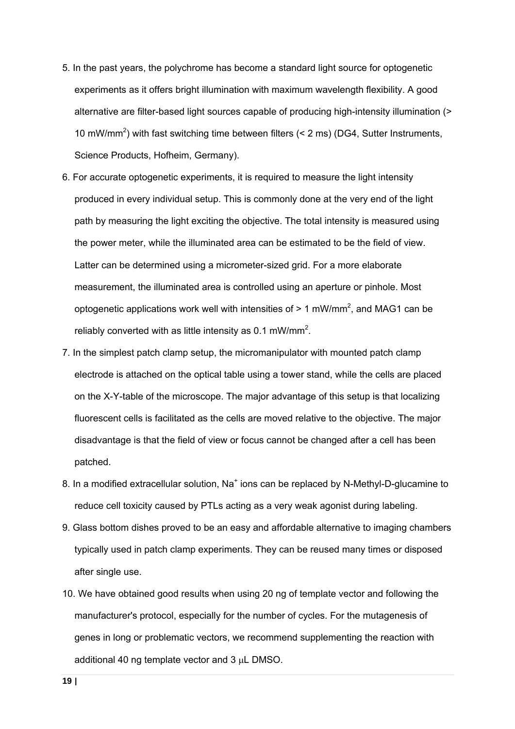5. In the past years, the polychrome has become a standard light source for optogenetic experiments as it offers bright illumination with maximum wavelength flexibility. A good alternative are filter-based light sources capable of producing high-intensity illumination (> 10 mW/mm$^2$) with fast switching time between filters (< 2 ms) (DG4, Sutter Instruments, Science Products, Hofheim, Germany).
6. For accurate optogenetic experiments, it is required to measure the light intensity produced in every individual setup. This is commonly done at the very end of the light path by measuring the light exciting the objective. The total intensity is measured using the power meter, while the illuminated area can be estimated to be the field of view. Latter can be determined using a micrometer-sized grid. For a more elaborate measurement, the illuminated area is controlled using an aperture or pinhole. Most optogenetic applications work well with intensities of > 1 mW/mm$^2$, and MAG1 can be reliably converted with as little intensity as 0.1 mW/mm$^2$.
7. In the simplest patch clamp setup, the micromanipulator with mounted patch clamp electrode is attached on the optical table using a tower stand, while the cells are placed on the X-Y-table of the microscope. The major advantage of this setup is that localizing fluorescent cells is facilitated as the cells are moved relative to the objective. The major disadvantage is that the field of view or focus cannot be changed after a cell has been patched.
8. In a modified extracellular solution, $Na^+$ ions can be replaced by N-Methyl-D-glucamine to reduce cell toxicity caused by PTLs acting as a very weak agonist during labeling.
9. Glass bottom dishes proved to be an easy and affordable alternative to imaging chambers typically used in patch clamp experiments. They can be reused many times or disposed after single use.
10. We have obtained good results when using 20 ng of template vector and following the manufacturer's protocol, especially for the number of cycles. For the mutagenesis of genes in long or problematic vectors, we recommend supplementing the reaction with additional 40 ng template vector and 3 μL DMSO.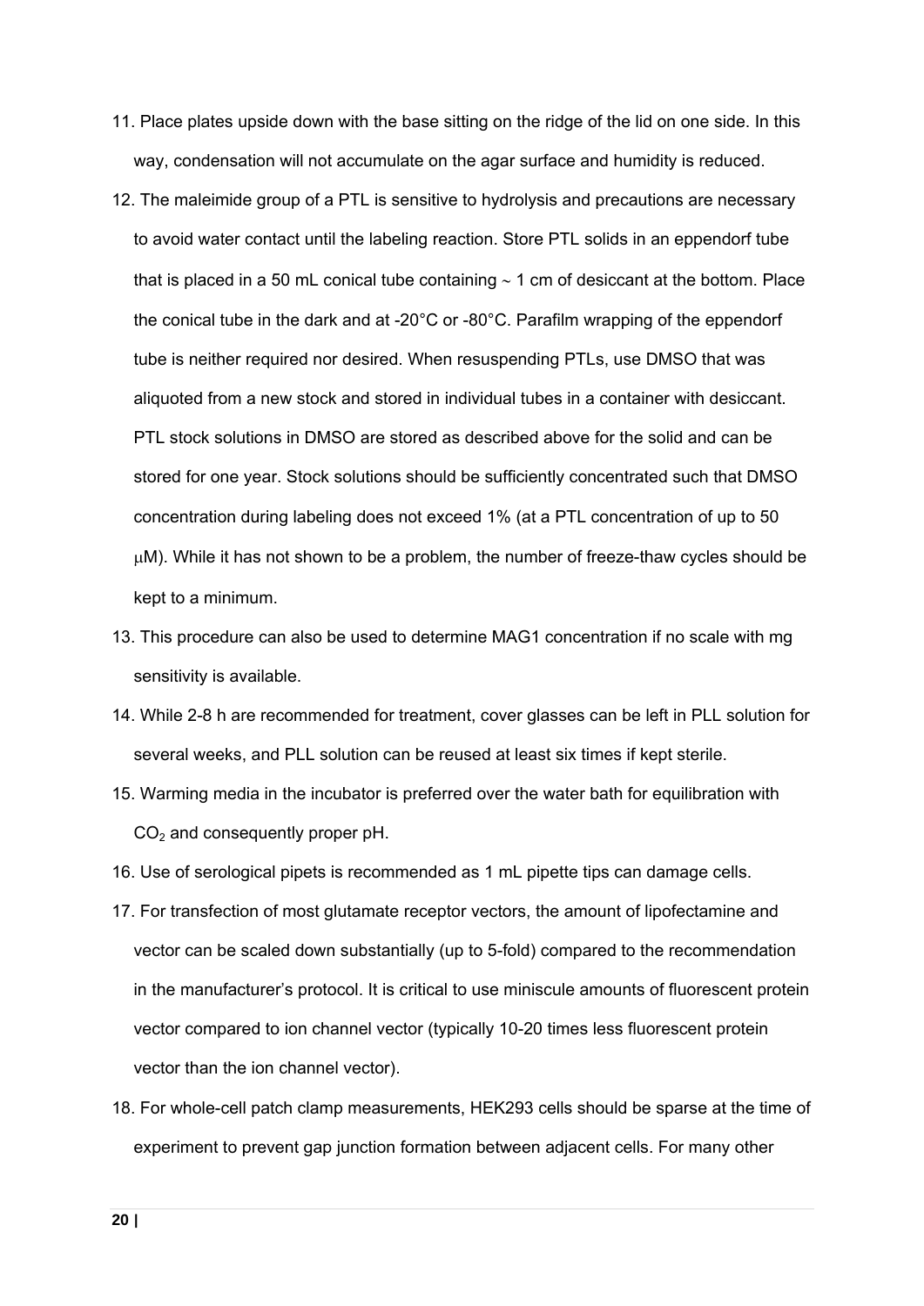11. Place plates upside down with the base sitting on the ridge of the lid on one side. In this way, condensation will not accumulate on the agar surface and humidity is reduced.
12. The maleimide group of a PTL is sensitive to hydrolysis and precautions are necessary to avoid water contact until the labeling reaction. Store PTL solids in an eppendorf tube that is placed in a 50 mL conical tube containing ~ 1 cm of desiccant at the bottom. Place the conical tube in the dark and at -20°C or -80°C. Parafilm wrapping of the eppendorf tube is neither required nor desired. When resuspending PTLs, use DMSO that was aliquoted from a new stock and stored in individual tubes in a container with desiccant. PTL stock solutions in DMSO are stored as described above for the solid and can be stored for one year. Stock solutions should be sufficiently concentrated such that DMSO concentration during labeling does not exceed 1% (at a PTL concentration of up to 50 μM). While it has not shown to be a problem, the number of freeze-thaw cycles should be kept to a minimum.
13. This procedure can also be used to determine MAG1 concentration if no scale with mg sensitivity is available.
14. While 2-8 h are recommended for treatment, cover glasses can be left in PLL solution for several weeks, and PLL solution can be reused at least six times if kept sterile.
15. Warming media in the incubator is preferred over the water bath for equilibration with $CO_2$ and consequently proper pH.
16. Use of serological pipets is recommended as 1 mL pipette tips can damage cells.
17. For transfection of most glutamate receptor vectors, the amount of lipofectamine and vector can be scaled down substantially (up to 5-fold) compared to the recommendation in the manufacturer's protocol. It is critical to use miniscule amounts of fluorescent protein vector compared to ion channel vector (typically 10-20 times less fluorescent protein vector than the ion channel vector).
18. For whole-cell patch clamp measurements, HEK293 cells should be sparse at the time of experiment to prevent gap junction formation between adjacent cells. For many other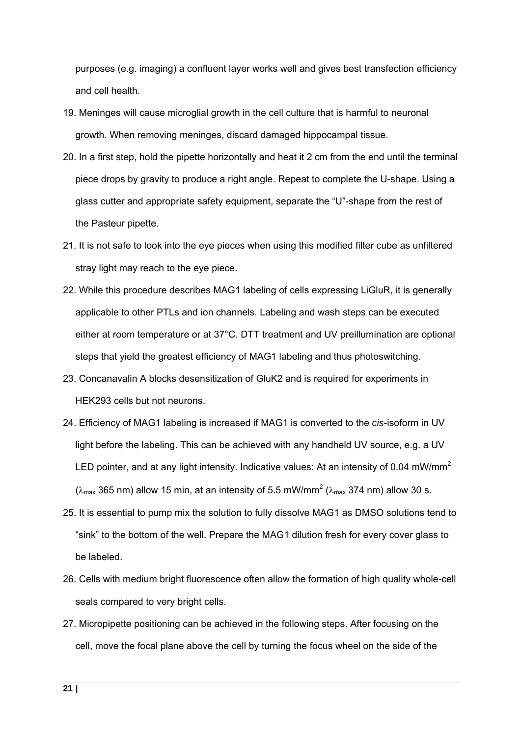purposes (e.g. imaging) a confluent layer works well and gives best transfection efficiency and cell health.

19. Meninges will cause microglial growth in the cell culture that is harmful to neuronal growth. When removing meninges, discard damaged hippocampal tissue.
20. In a first step, hold the pipette horizontally and heat it 2 cm from the end until the terminal piece drops by gravity to produce a right angle. Repeat to complete the U-shape. Using a glass cutter and appropriate safety equipment, separate the "U"-shape from the rest of the Pasteur pipette.
21. It is not safe to look into the eye pieces when using this modified filter cube as unfiltered stray light may reach to the eye piece.
22. While this procedure describes MAG1 labeling of cells expressing LiGluR, it is generally applicable to other PTLs and ion channels. Labeling and wash steps can be executed either at room temperature or at 37°C. DTT treatment and UV preillumination are optional steps that yield the greatest efficiency of MAG1 labeling and thus photoswitching.
23. Concanavalin A blocks desensitization of GluK2 and is required for experiments in HEK293 cells but not neurons.
24. Efficiency of MAG1 labeling is increased if MAG1 is converted to the *cis*-isoform in UV light before the labeling. This can be achieved with any handheld UV source, e.g. a UV LED pointer, and at any light intensity. Indicative values: At an intensity of 0.04 mW/mm$^2$ ($\lambda_{max}$ 365 nm) allow 15 min, at an intensity of 5.5 mW/mm$^2$ ($\lambda_{max}$ 374 nm) allow 30 s.
25. It is essential to pump mix the solution to fully dissolve MAG1 as DMSO solutions tend to "sink" to the bottom of the well. Prepare the MAG1 dilution fresh for every cover glass to be labeled.
26. Cells with medium bright fluorescence often allow the formation of high quality whole-cell seals compared to very bright cells.
27. Micropipette positioning can be achieved in the following steps. After focusing on the cell, move the focal plane above the cell by turning the focus wheel on the side of the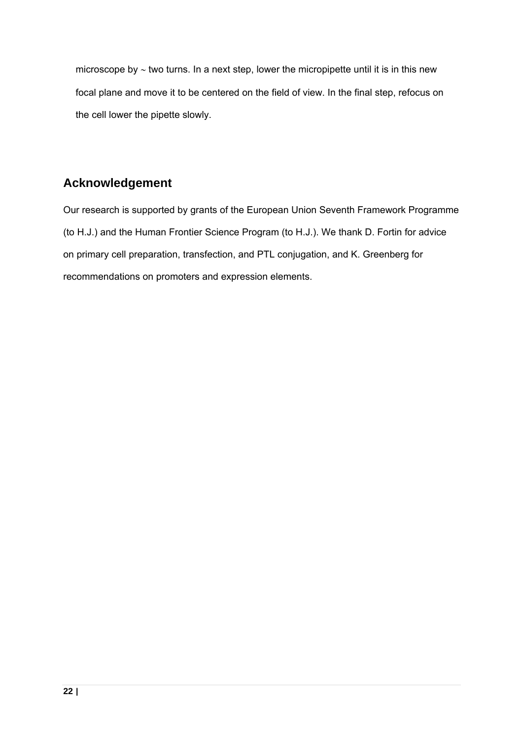microscope by ~ two turns. In a next step, lower the micropipette until it is in this new focal plane and move it to be centered on the field of view. In the final step, refocus on the cell lower the pipette slowly.

## Acknowledgement

Our research is supported by grants of the European Union Seventh Framework Programme (to H.J.) and the Human Frontier Science Program (to H.J.). We thank D. Fortin for advice on primary cell preparation, transfection, and PTL conjugation, and K. Greenberg for recommendations on promoters and expression elements.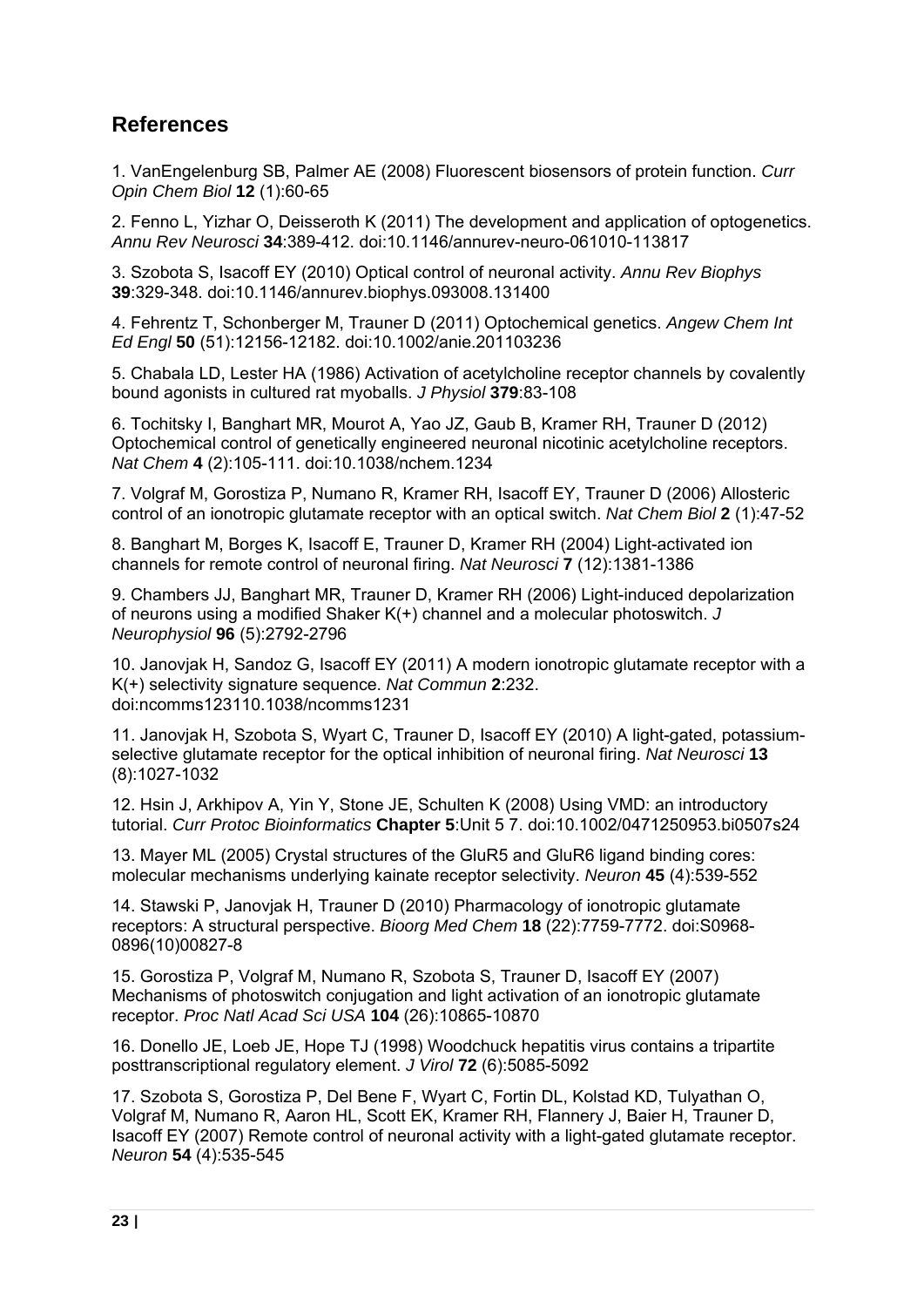## References

1. VanEngelenburg SB, Palmer AE (2008) Fluorescent biosensors of protein function. *Curr Opin Chem Biol* **12** (1):60-65

2. Fenno L, Yizhar O, Deisseroth K (2011) The development and application of optogenetics. *Annu Rev Neurosci* **34**:389-412. doi:10.1146/annurev-neuro-061010-113817

3. Szobota S, Isacoff EY (2010) Optical control of neuronal activity. *Annu Rev Biophys* **39**:329-348. doi:10.1146/annurev.biophys.093008.131400

4. Fehrentz T, Schonberger M, Trauner D (2011) Optochemical genetics. *Angew Chem Int Ed Engl* **50** (51):12156-12182. doi:10.1002/anie.201103236

5. Chabala LD, Lester HA (1986) Activation of acetylcholine receptor channels by covalently bound agonists in cultured rat myoballs. *J Physiol* **379**:83-108

6. Tochitsky I, Banghart MR, Mourot A, Yao JZ, Gaub B, Kramer RH, Trauner D (2012) Optochemical control of genetically engineered neuronal nicotinic acetylcholine receptors. *Nat Chem* **4** (2):105-111. doi:10.1038/nchem.1234

7. Volgraf M, Gorostiza P, Numano R, Kramer RH, Isacoff EY, Trauner D (2006) Allosteric control of an ionotropic glutamate receptor with an optical switch. *Nat Chem Biol* **2** (1):47-52

8. Banghart M, Borges K, Isacoff E, Trauner D, Kramer RH (2004) Light-activated ion channels for remote control of neuronal firing. *Nat Neurosci* **7** (12):1381-1386

9. Chambers JJ, Banghart MR, Trauner D, Kramer RH (2006) Light-induced depolarization of neurons using a modified Shaker K(+) channel and a molecular photoswitch. *J Neurophysiol* **96** (5):2792-2796

10. Janovjak H, Sandoz G, Isacoff EY (2011) A modern ionotropic glutamate receptor with a K(+) selectivity signature sequence. *Nat Commun* **2**:232. doi:ncomms123110.1038/ncomms1231

11. Janovjak H, Szobota S, Wyart C, Trauner D, Isacoff EY (2010) A light-gated, potassium-selective glutamate receptor for the optical inhibition of neuronal firing. *Nat Neurosci* **13** (8):1027-1032

12. Hsin J, Arkhipov A, Yin Y, Stone JE, Schulten K (2008) Using VMD: an introductory tutorial. *Curr Protoc Bioinformatics* **Chapter 5**:Unit 5 7. doi:10.1002/0471250953.bi0507s24

13. Mayer ML (2005) Crystal structures of the GluR5 and GluR6 ligand binding cores: molecular mechanisms underlying kainate receptor selectivity. *Neuron* **45** (4):539-552

14. Stawski P, Janovjak H, Trauner D (2010) Pharmacology of ionotropic glutamate receptors: A structural perspective. *Bioorg Med Chem* **18** (22):7759-7772. doi:S0968-0896(10)00827-8

15. Gorostiza P, Volgraf M, Numano R, Szobota S, Trauner D, Isacoff EY (2007) Mechanisms of photoswitch conjugation and light activation of an ionotropic glutamate receptor. *Proc Natl Acad Sci USA* **104** (26):10865-10870

16. Donello JE, Loeb JE, Hope TJ (1998) Woodchuck hepatitis virus contains a tripartite posttranscriptional regulatory element. *J Virol* **72** (6):5085-5092

17. Szobota S, Gorostiza P, Del Bene F, Wyart C, Fortin DL, Kolstad KD, Tulyathan O, Volgraf M, Numano R, Aaron HL, Scott EK, Kramer RH, Flannery J, Baier H, Trauner D, Isacoff EY (2007) Remote control of neuronal activity with a light-gated glutamate receptor. *Neuron* **54** (4):535-545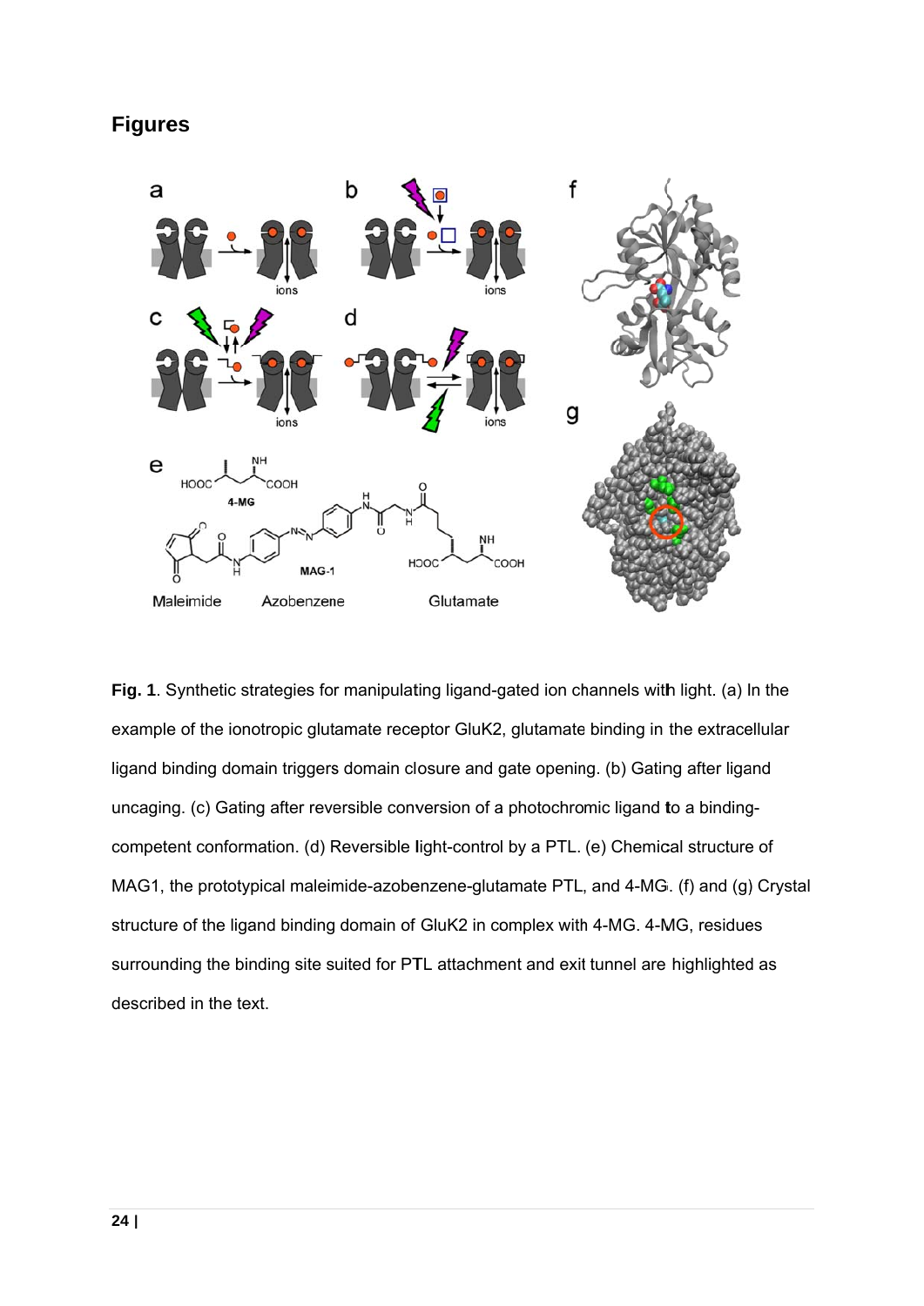## Figures

**Fig. 1**. Synthetic strategies for manipulating ligand-gated ion channels with light. (a) In the example of the ionotropic glutamate receptor GluK2, glutamate binding in the extracellular ligand binding domain triggers domain closure and gate opening. (b) Gating after ligand uncaging. (c) Gating after reversible conversion of a photochromic ligand to a binding-competent conformation. (d) Reversible light-control by a PTL. (e) Chemical structure of MAG1, the prototypical maleimide-azobenzene-glutamate PTL, and 4-MG. (f) and (g) Crystal structure of the ligand binding domain of GluK2 in complex with 4-MG. 4-MG, residues surrounding the binding site suited for PTL attachment and exit tunnel are highlighted as described in the text.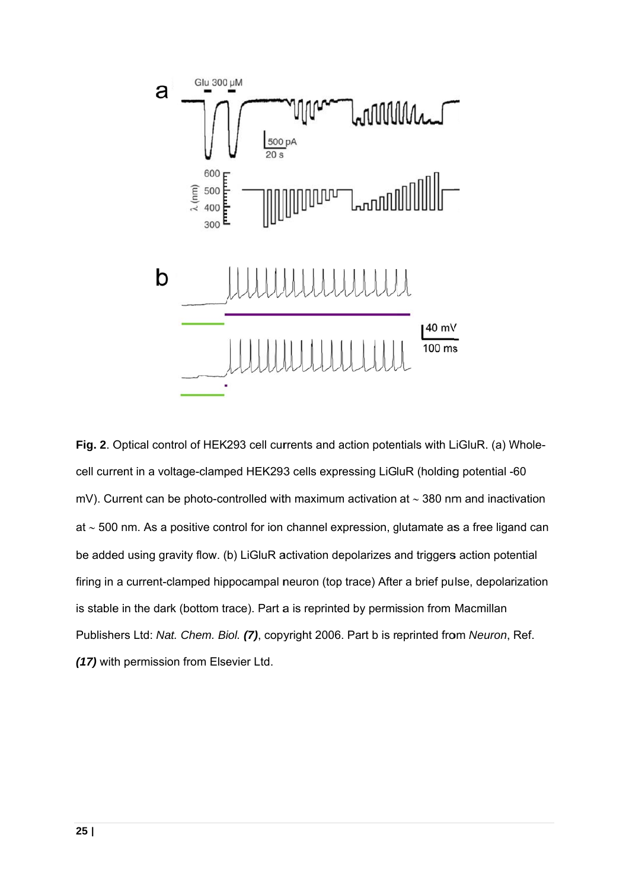a

Glu 300 μM

500 pA

20 s

600

500

400

300

λ (nm)

b

40 mV

100 ms

**Fig. 2**. Optical control of HEK293 cell currents and action potentials with LiGluR. (a) Whole-cell current in a voltage-clamped HEK293 cells expressing LiGluR (holding potential -60 mV). Current can be photo-controlled with maximum activation at ~ 380 nm and inactivation at ~ 500 nm. As a positive control for ion channel expression, glutamate as a free ligand can be added using gravity flow. (b) LiGluR activation depolarizes and triggers action potential firing in a current-clamped hippocampal neuron (top trace) After a brief pulse, depolarization is stable in the dark (bottom trace). Part a is reprinted by permission from Macmillan Publishers Ltd: *Nat. Chem. Biol.* ***(7)***, copyright 2006. Part b is reprinted from *Neuron*, Ref. ***(17)*** with permission from Elsevier Ltd.